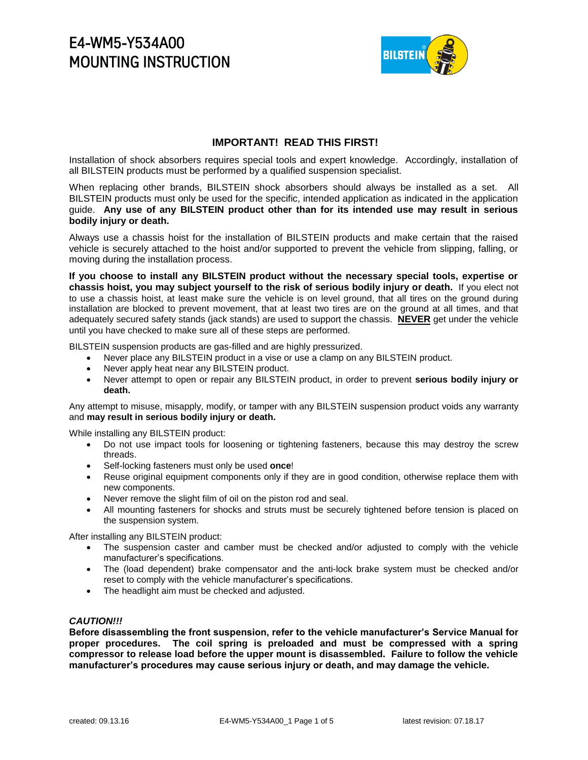# E4-WM5-Y534A00
# MOUNTING INSTRUCTION

## IMPORTANT! READ THIS FIRST!

Installation of shock absorbers requires special tools and expert knowledge. Accordingly, installation of all BILSTEIN products must be performed by a qualified suspension specialist.

When replacing other brands, BILSTEIN shock absorbers should always be installed as a set. All BILSTEIN products must only be used for the specific, intended application as indicated in the application guide. **Any use of any BILSTEIN product other than for its intended use may result in serious bodily injury or death.**

Always use a chassis hoist for the installation of BILSTEIN products and make certain that the raised vehicle is securely attached to the hoist and/or supported to prevent the vehicle from slipping, falling, or moving during the installation process.

**If you choose to install any BILSTEIN product without the necessary special tools, expertise or chassis hoist, you may subject yourself to the risk of serious bodily injury or death.** If you elect not to use a chassis hoist, at least make sure the vehicle is on level ground, that all tires on the ground during installation are blocked to prevent movement, that at least two tires are on the ground at all times, and that adequately secured safety stands (jack stands) are used to support the chassis. **<u>NEVER</u>** get under the vehicle until you have checked to make sure all of these steps are performed.

BILSTEIN suspension products are gas-filled and are highly pressurized.

- Never place any BILSTEIN product in a vise or use a clamp on any BILSTEIN product.
- Never apply heat near any BILSTEIN product.
- Never attempt to open or repair any BILSTEIN product, in order to prevent **serious bodily injury or death.**

Any attempt to misuse, misapply, modify, or tamper with any BILSTEIN suspension product voids any warranty and **may result in serious bodily injury or death.**

While installing any BILSTEIN product:

- Do not use impact tools for loosening or tightening fasteners, because this may destroy the screw threads.
- Self-locking fasteners must only be used **once**!
- Reuse original equipment components only if they are in good condition, otherwise replace them with new components.
- Never remove the slight film of oil on the piston rod and seal.
- All mounting fasteners for shocks and struts must be securely tightened before tension is placed on the suspension system.

After installing any BILSTEIN product:

- The suspension caster and camber must be checked and/or adjusted to comply with the vehicle manufacturer's specifications.
- The (load dependent) brake compensator and the anti-lock brake system must be checked and/or reset to comply with the vehicle manufacturer's specifications.
- The headlight aim must be checked and adjusted.

***CAUTION!!!***

**Before disassembling the front suspension, refer to the vehicle manufacturer's Service Manual for proper procedures. The coil spring is preloaded and must be compressed with a spring compressor to release load before the upper mount is disassembled. Failure to follow the vehicle manufacturer's procedures may cause serious injury or death, and may damage the vehicle.**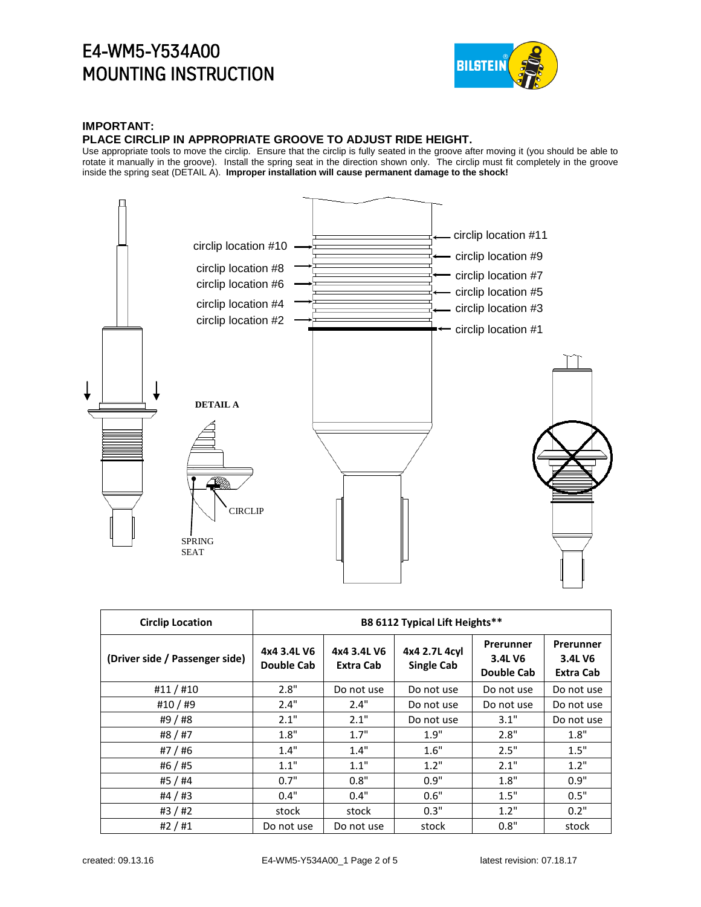# E4-WM5-Y534A00 MOUNTING INSTRUCTION

**IMPORTANT:**

**PLACE CIRCLIP IN APPROPRIATE GROOVE TO ADJUST RIDE HEIGHT.**

Use appropriate tools to move the circlip. Ensure that the circlip is fully seated in the groove after moving it (you should be able to rotate it manually in the groove). Install the spring seat in the direction shown only. The circlip must fit completely in the groove inside the spring seat (DETAIL A). **Improper installation will cause permanent damage to the shock!**

circlip location #11
circlip location #10
circlip location #9
circlip location #8
circlip location #7
circlip location #6
circlip location #5
circlip location #4
circlip location #3
circlip location #2
circlip location #1

DETAIL A

CIRCLIP

SPRING SEAT

| Circlip Location | B8 6112 Typical Lift Heights** | | | | |
|---|---|---|---|---|---|
| (Driver side / Passenger side) | 4x4 3.4L V6 Double Cab | 4x4 3.4L V6 Extra Cab | 4x4 2.7L 4cyl Single Cab | Prerunner 3.4L V6 Double Cab | Prerunner 3.4L V6 Extra Cab |
| #11 / #10 | 2.8" | Do not use | Do not use | Do not use | Do not use |
| #10 / #9 | 2.4" | 2.4" | Do not use | Do not use | Do not use |
| #9 / #8 | 2.1" | 2.1" | Do not use | 3.1" | Do not use |
| #8 / #7 | 1.8" | 1.7" | 1.9" | 2.8" | 1.8" |
| #7 / #6 | 1.4" | 1.4" | 1.6" | 2.5" | 1.5" |
| #6 / #5 | 1.1" | 1.1" | 1.2" | 2.1" | 1.2" |
| #5 / #4 | 0.7" | 0.8" | 0.9" | 1.8" | 0.9" |
| #4 / #3 | 0.4" | 0.4" | 0.6" | 1.5" | 0.5" |
| #3 / #2 | stock | stock | 0.3" | 1.2" | 0.2" |
| #2 / #1 | Do not use | Do not use | stock | 0.8" | stock |

created: 09.13.16 latest revision: 07.18.17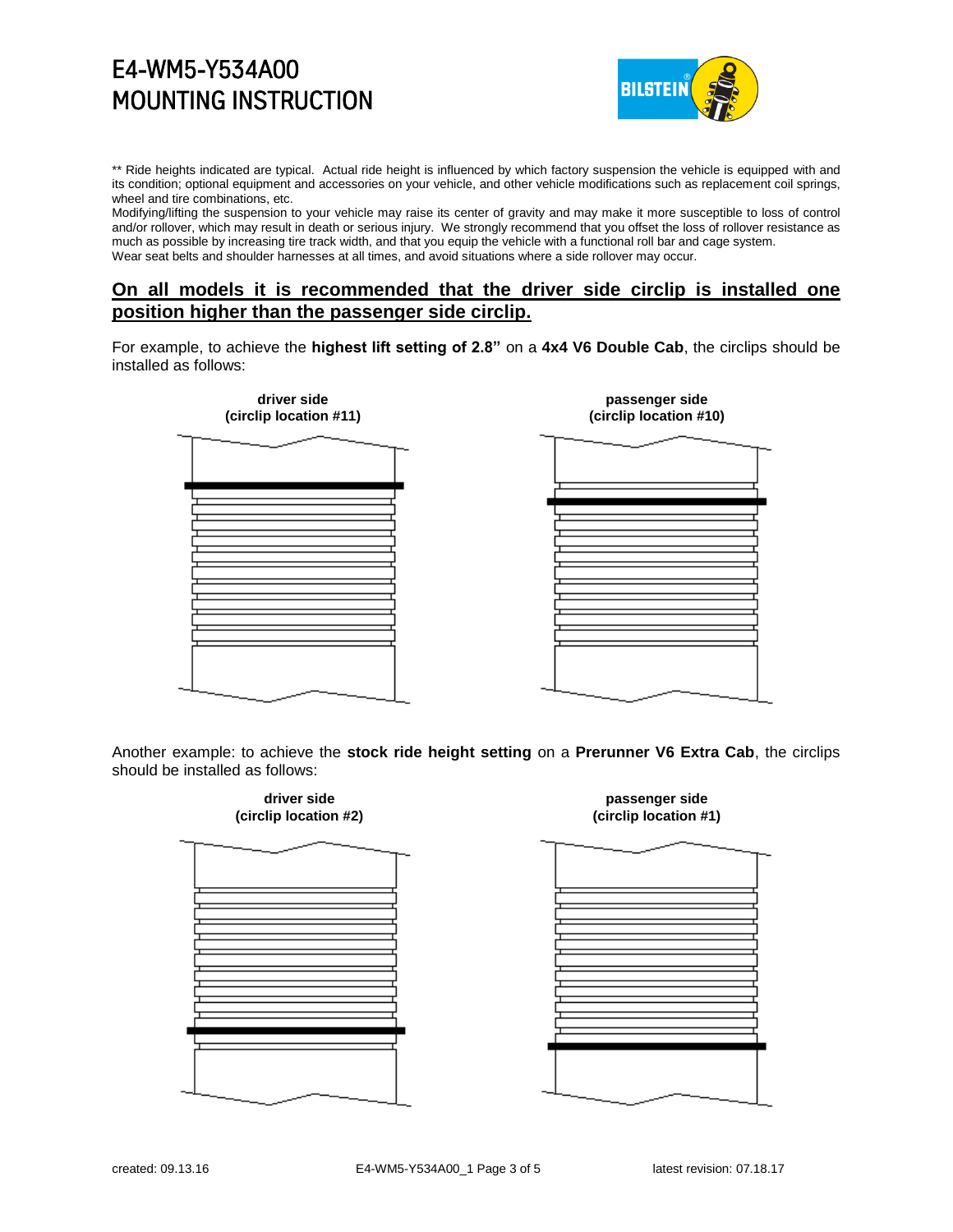** Ride heights indicated are typical. Actual ride height is influenced by which factory suspension the vehicle is equipped with and its condition; optional equipment and accessories on your vehicle, and other vehicle modifications such as replacement coil springs, wheel and tire combinations, etc.
Modifying/lifting the suspension to your vehicle may raise its center of gravity and may make it more susceptible to loss of control and/or rollover, which may result in death or serious injury. We strongly recommend that you offset the loss of rollover resistance as much as possible by increasing tire track width, and that you equip the vehicle with a functional roll bar and cage system.
Wear seat belts and shoulder harnesses at all times, and avoid situations where a side rollover may occur.

## On all models it is recommended that the driver side circlip is installed one position higher than the passenger side circlip.

For example, to achieve the **highest lift setting of 2.8"** on a **4x4 V6 Double Cab**, the circlips should be installed as follows:

**driver side (circlip location #11)**

**passenger side (circlip location #10)**

Another example: to achieve the **stock ride height setting** on a **Prerunner V6 Extra Cab**, the circlips should be installed as follows:

**driver side (circlip location #2)**

**passenger side (circlip location #1)**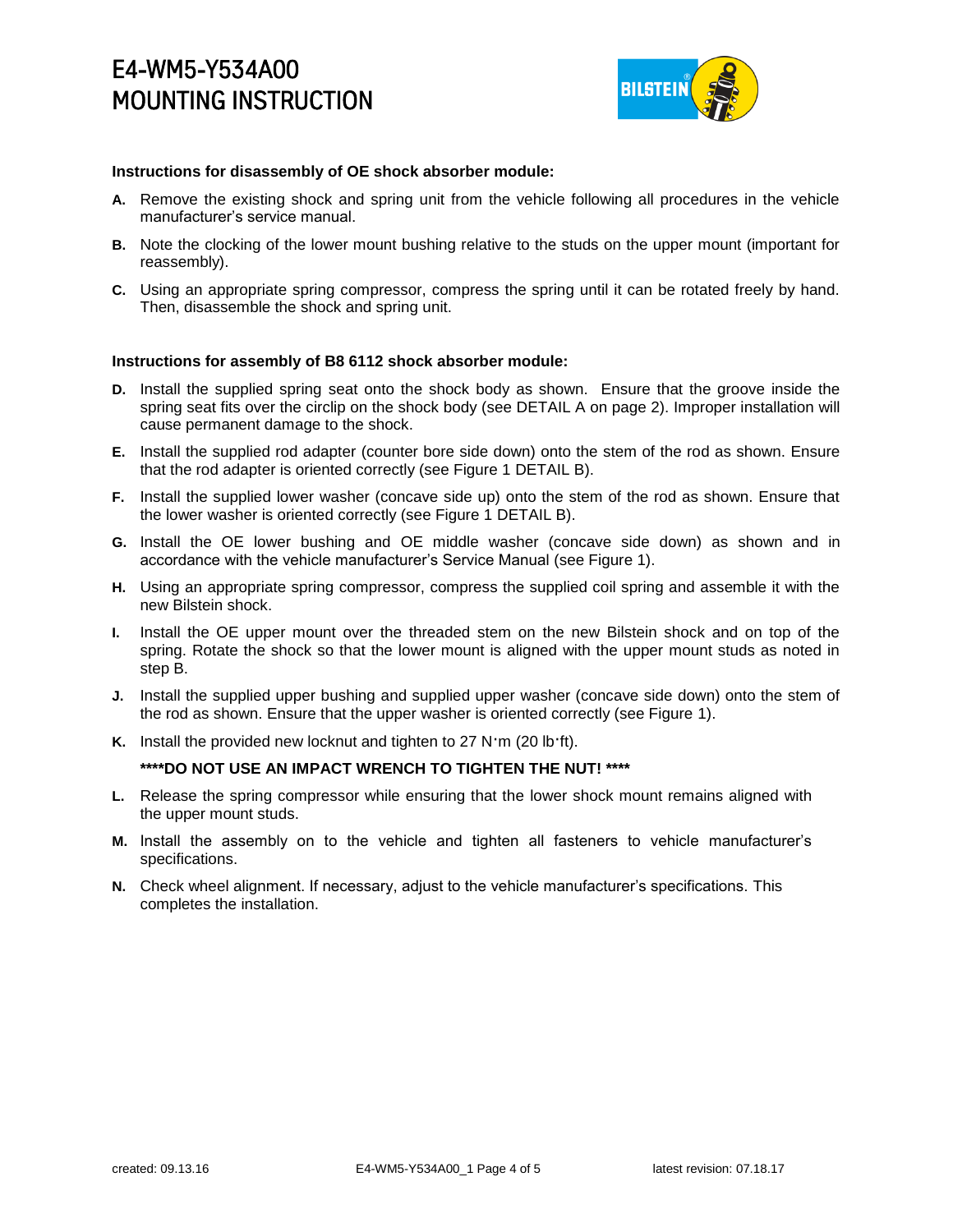# E4-WM5-Y534A00 MOUNTING INSTRUCTION

**Instructions for disassembly of OE shock absorber module:**

**A.** Remove the existing shock and spring unit from the vehicle following all procedures in the vehicle manufacturer's service manual.

**B.** Note the clocking of the lower mount bushing relative to the studs on the upper mount (important for reassembly).

**C.** Using an appropriate spring compressor, compress the spring until it can be rotated freely by hand. Then, disassemble the shock and spring unit.

**Instructions for assembly of B8 6112 shock absorber module:**

**D.** Install the supplied spring seat onto the shock body as shown. Ensure that the groove inside the spring seat fits over the circlip on the shock body (see DETAIL A on page 2). Improper installation will cause permanent damage to the shock.

**E.** Install the supplied rod adapter (counter bore side down) onto the stem of the rod as shown. Ensure that the rod adapter is oriented correctly (see Figure 1 DETAIL B).

**F.** Install the supplied lower washer (concave side up) onto the stem of the rod as shown. Ensure that the lower washer is oriented correctly (see Figure 1 DETAIL B).

**G.** Install the OE lower bushing and OE middle washer (concave side down) as shown and in accordance with the vehicle manufacturer's Service Manual (see Figure 1).

**H.** Using an appropriate spring compressor, compress the supplied coil spring and assemble it with the new Bilstein shock.

**I.** Install the OE upper mount over the threaded stem on the new Bilstein shock and on top of the spring. Rotate the shock so that the lower mount is aligned with the upper mount studs as noted in step B.

**J.** Install the supplied upper bushing and supplied upper washer (concave side down) onto the stem of the rod as shown. Ensure that the upper washer is oriented correctly (see Figure 1).

**K.** Install the provided new locknut and tighten to 27 N·m (20 lb·ft).

**\*\*\*\*DO NOT USE AN IMPACT WRENCH TO TIGHTEN THE NUT! \*\*\*\***

**L.** Release the spring compressor while ensuring that the lower shock mount remains aligned with the upper mount studs.

**M.** Install the assembly on to the vehicle and tighten all fasteners to vehicle manufacturer's specifications.

**N.** Check wheel alignment. If necessary, adjust to the vehicle manufacturer's specifications. This completes the installation.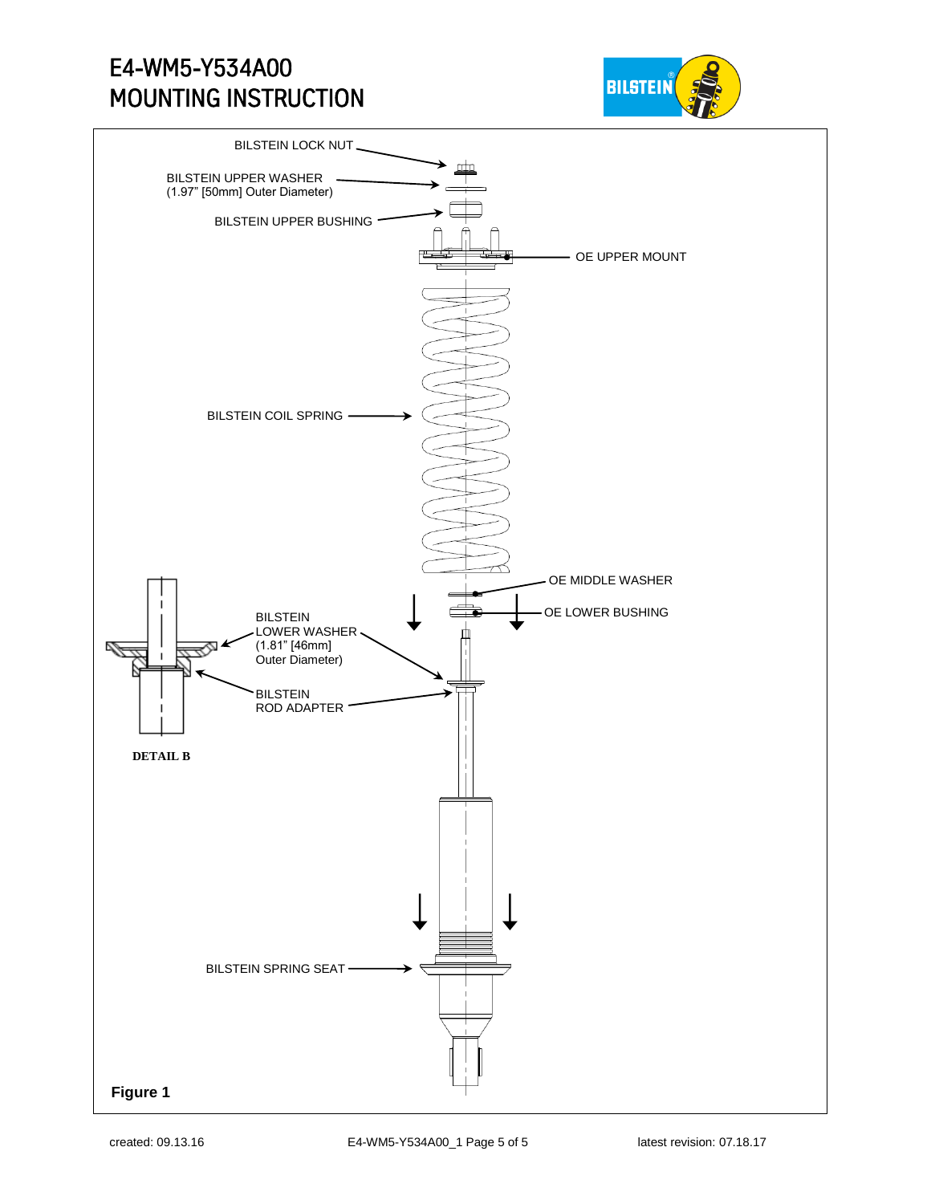# E4-WM5-Y534A00
# MOUNTING INSTRUCTION

BILSTEIN LOCK NUT

BILSTEIN UPPER WASHER
(1.97" [50mm] Outer Diameter)

BILSTEIN UPPER BUSHING

OE UPPER MOUNT

BILSTEIN COIL SPRING

OE MIDDLE WASHER

OE LOWER BUSHING

BILSTEIN
LOWER WASHER
(1.81" [46mm]
Outer Diameter)

BILSTEIN
ROD ADAPTER

DETAIL B

BILSTEIN SPRING SEAT

**Figure 1**

created: 09.13.16

latest revision: 07.18.17